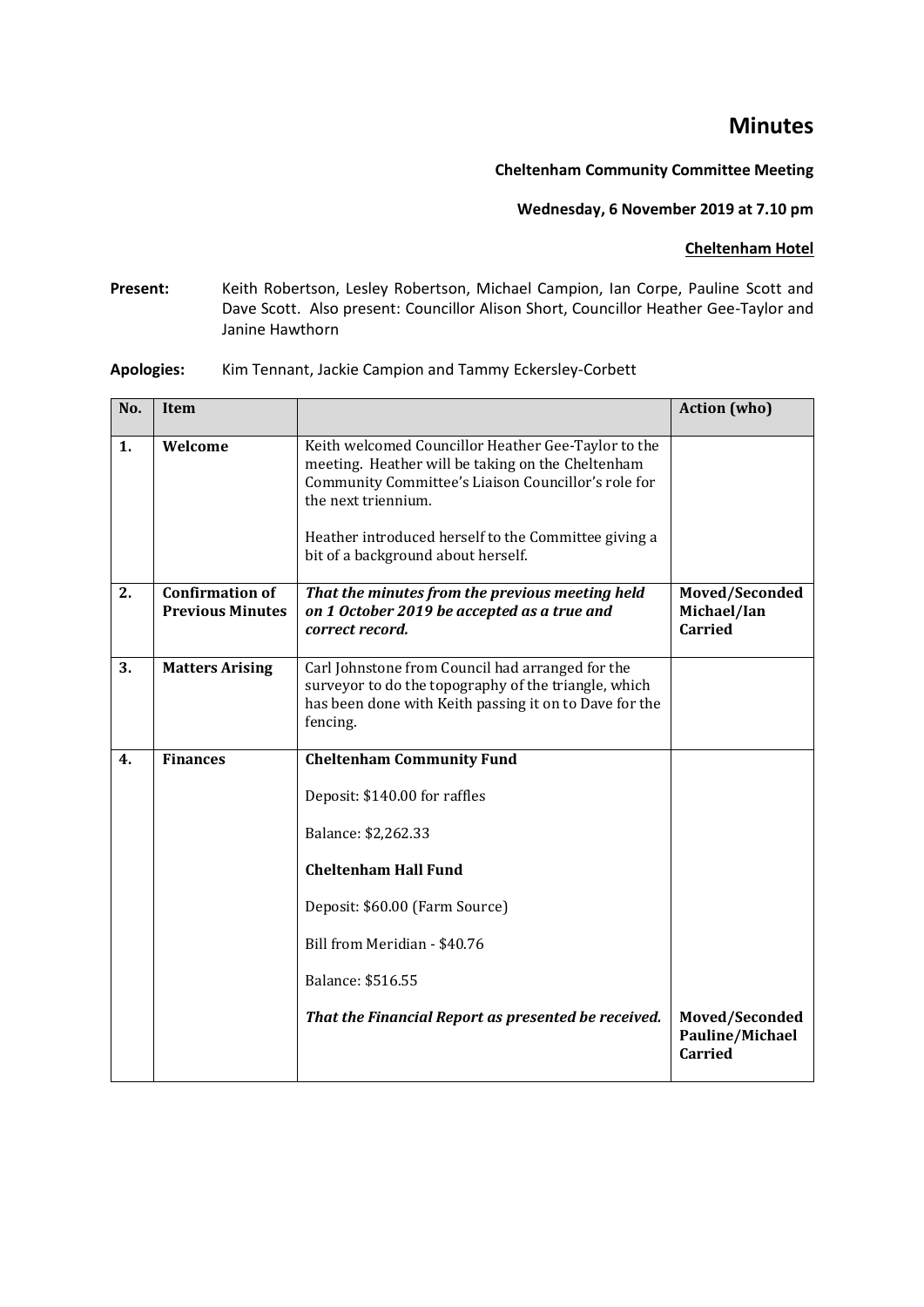# Minutes

**Cheltenham Community Committee Meeting**

**Wednesday, 6 November 2019 at 7.10 pm**

**Cheltenham Hotel**

**Present:** Keith Robertson, Lesley Robertson, Michael Campion, Ian Corpe, Pauline Scott and Dave Scott. Also present: Councillor Alison Short, Councillor Heather Gee-Taylor and Janine Hawthorn

**Apologies:** Kim Tennant, Jackie Campion and Tammy Eckersley-Corbett

| No. | Item | | Action (who) |
|---|---|---|---|
| **1.** | **Welcome** | Keith welcomed Councillor Heather Gee-Taylor to the meeting. Heather will be taking on the Cheltenham Community Committee's Liaison Councillor's role for the next triennium.<br><br>Heather introduced herself to the Committee giving a bit of a background about herself. | |
| **2.** | **Confirmation of Previous Minutes** | ***That the minutes from the previous meeting held on 1 October 2019 be accepted as a true and correct record.*** | **Moved/Seconded Michael/Ian Carried** |
| **3.** | **Matters Arising** | Carl Johnstone from Council had arranged for the surveyor to do the topography of the triangle, which has been done with Keith passing it on to Dave for the fencing. | |
| **4.** | **Finances** | **Cheltenham Community Fund**<br><br>Deposit: $140.00 for raffles<br><br>Balance: $2,262.33<br><br>**Cheltenham Hall Fund**<br><br>Deposit: $60.00 (Farm Source)<br><br>Bill from Meridian - $40.76<br><br>Balance: $516.55<br><br>***That the Financial Report as presented be received.*** | **Moved/Seconded Pauline/Michael Carried** |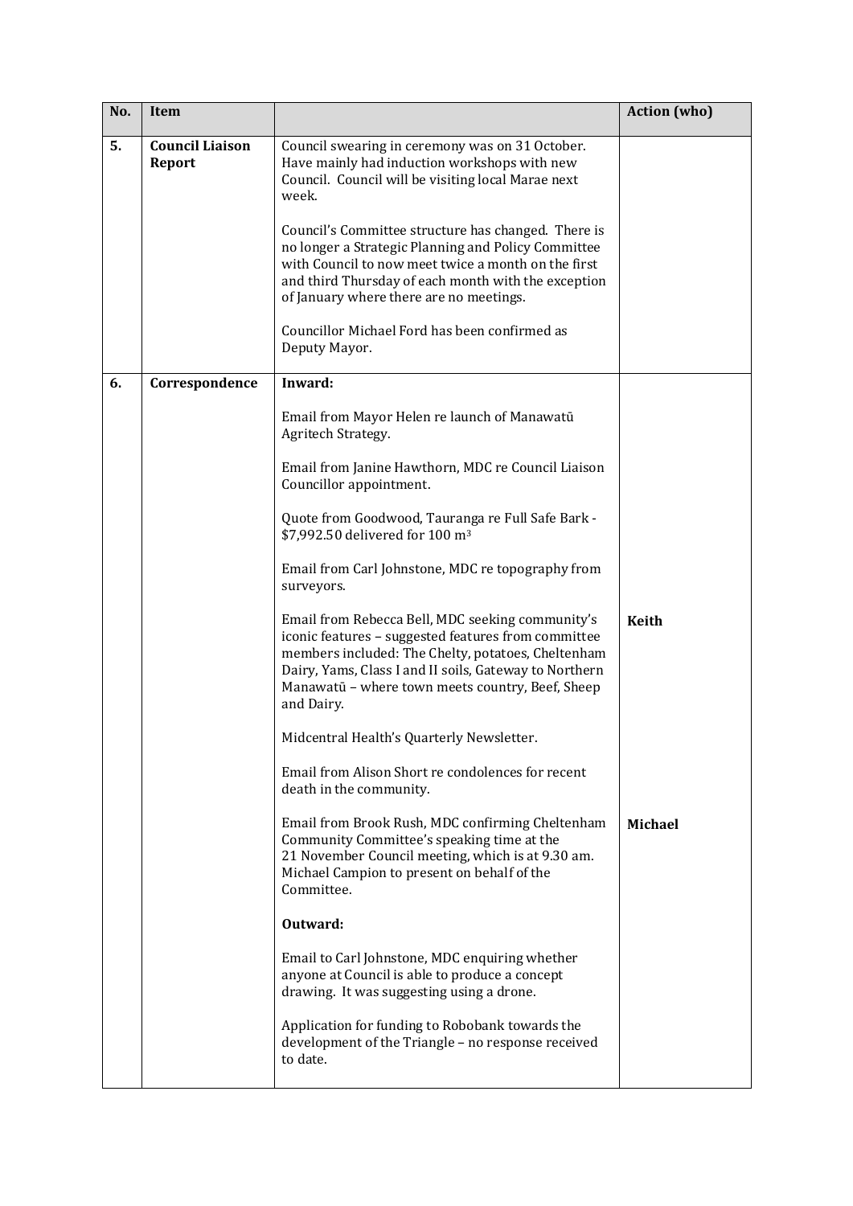| No. | Item | | Action (who) |
|---|---|---|---|
| 5. | **Council Liaison Report** | Council swearing in ceremony was on 31 October. Have mainly had induction workshops with new Council. Council will be visiting local Marae next week.<br><br>Council's Committee structure has changed. There is no longer a Strategic Planning and Policy Committee with Council to now meet twice a month on the first and third Thursday of each month with the exception of January where there are no meetings.<br><br>Councillor Michael Ford has been confirmed as Deputy Mayor. | |
| 6. | **Correspondence** | **Inward:**<br><br>Email from Mayor Helen re launch of Manawatū Agritech Strategy.<br><br>Email from Janine Hawthorn, MDC re Council Liaison Councillor appointment.<br><br>Quote from Goodwood, Tauranga re Full Safe Bark - \$7,992.50 delivered for 100 m³<br><br>Email from Carl Johnstone, MDC re topography from surveyors.<br><br>Email from Rebecca Bell, MDC seeking community's iconic features – suggested features from committee members included: The Chelty, potatoes, Cheltenham Dairy, Yams, Class I and II soils, Gateway to Northern Manawatū – where town meets country, Beef, Sheep and Dairy. | **Keith** |
| | | Midcentral Health's Quarterly Newsletter.<br><br>Email from Alison Short re condolences for recent death in the community. | |
| | | Email from Brook Rush, MDC confirming Cheltenham Community Committee's speaking time at the 21 November Council meeting, which is at 9.30 am. Michael Campion to present on behalf of the Committee. | **Michael** |
| | | **Outward:**<br><br>Email to Carl Johnstone, MDC enquiring whether anyone at Council is able to produce a concept drawing. It was suggesting using a drone.<br><br>Application for funding to Robobank towards the development of the Triangle – no response received to date. | |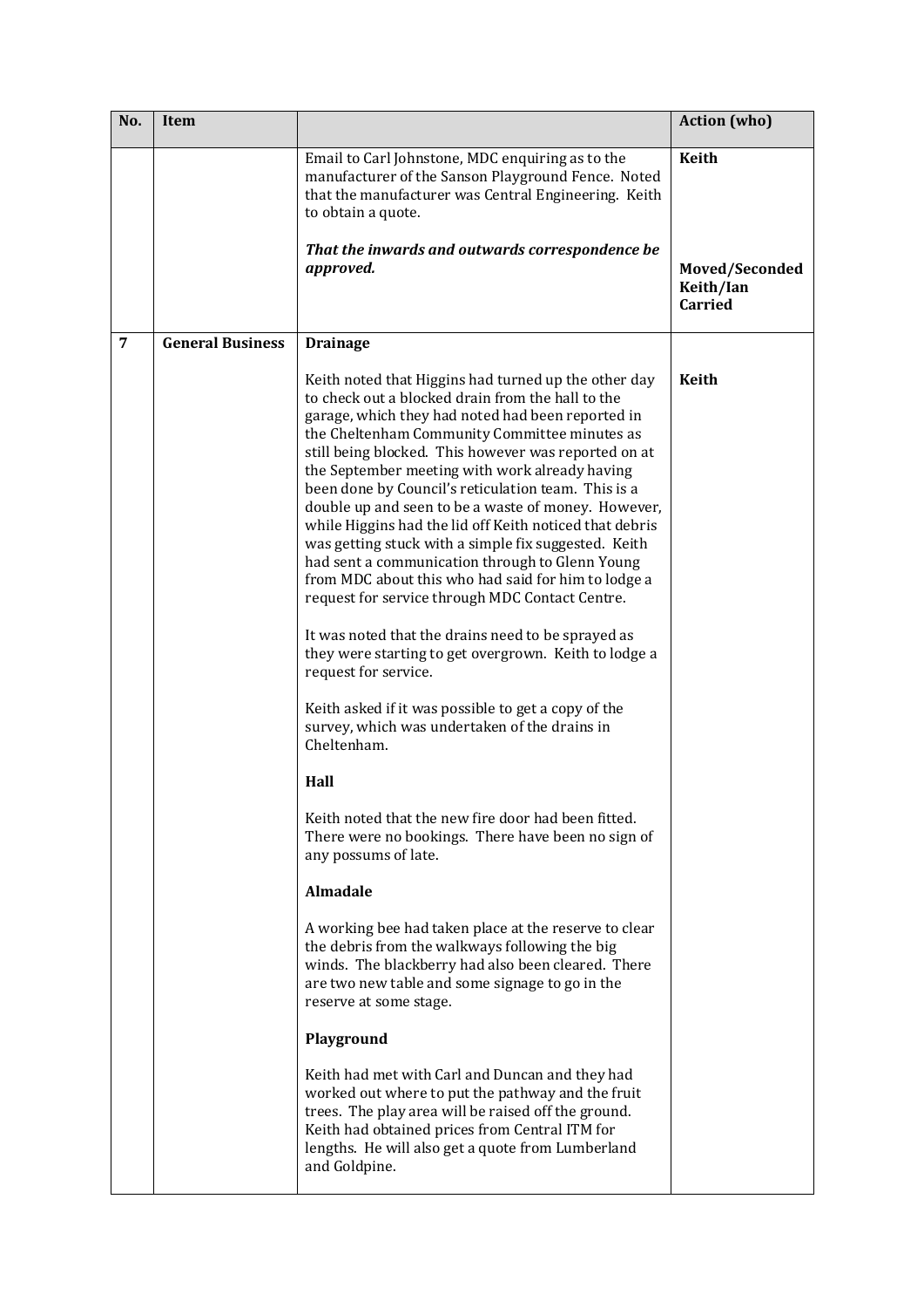| No. | Item | | Action (who) |
|---|---|---|---|
| | | Email to Carl Johnstone, MDC enquiring as to the manufacturer of the Sanson Playground Fence. Noted that the manufacturer was Central Engineering. Keith to obtain a quote.<br><br>***That the inwards and outwards correspondence be approved.*** | **Keith**<br><br>**Moved/Seconded**<br>**Keith/Ian**<br>**Carried** |
| **7** | **General Business** | **Drainage**<br><br>Keith noted that Higgins had turned up the other day to check out a blocked drain from the hall to the garage, which they had noted had been reported in the Cheltenham Community Committee minutes as still being blocked. This however was reported on at the September meeting with work already having been done by Council's reticulation team. This is a double up and seen to be a waste of money. However, while Higgins had the lid off Keith noticed that debris was getting stuck with a simple fix suggested. Keith had sent a communication through to Glenn Young from MDC about this who had said for him to lodge a request for service through MDC Contact Centre.<br><br>It was noted that the drains need to be sprayed as they were starting to get overgrown. Keith to lodge a request for service.<br><br>Keith asked if it was possible to get a copy of the survey, which was undertaken of the drains in Cheltenham.<br><br>**Hall**<br><br>Keith noted that the new fire door had been fitted. There were no bookings. There have been no sign of any possums of late.<br><br>**Almadale**<br><br>A working bee had taken place at the reserve to clear the debris from the walkways following the big winds. The blackberry had also been cleared. There are two new table and some signage to go in the reserve at some stage.<br><br>**Playground**<br><br>Keith had met with Carl and Duncan and they had worked out where to put the pathway and the fruit trees. The play area will be raised off the ground. Keith had obtained prices from Central ITM for lengths. He will also get a quote from Lumberland and Goldpine. | <br><br>**Keith** |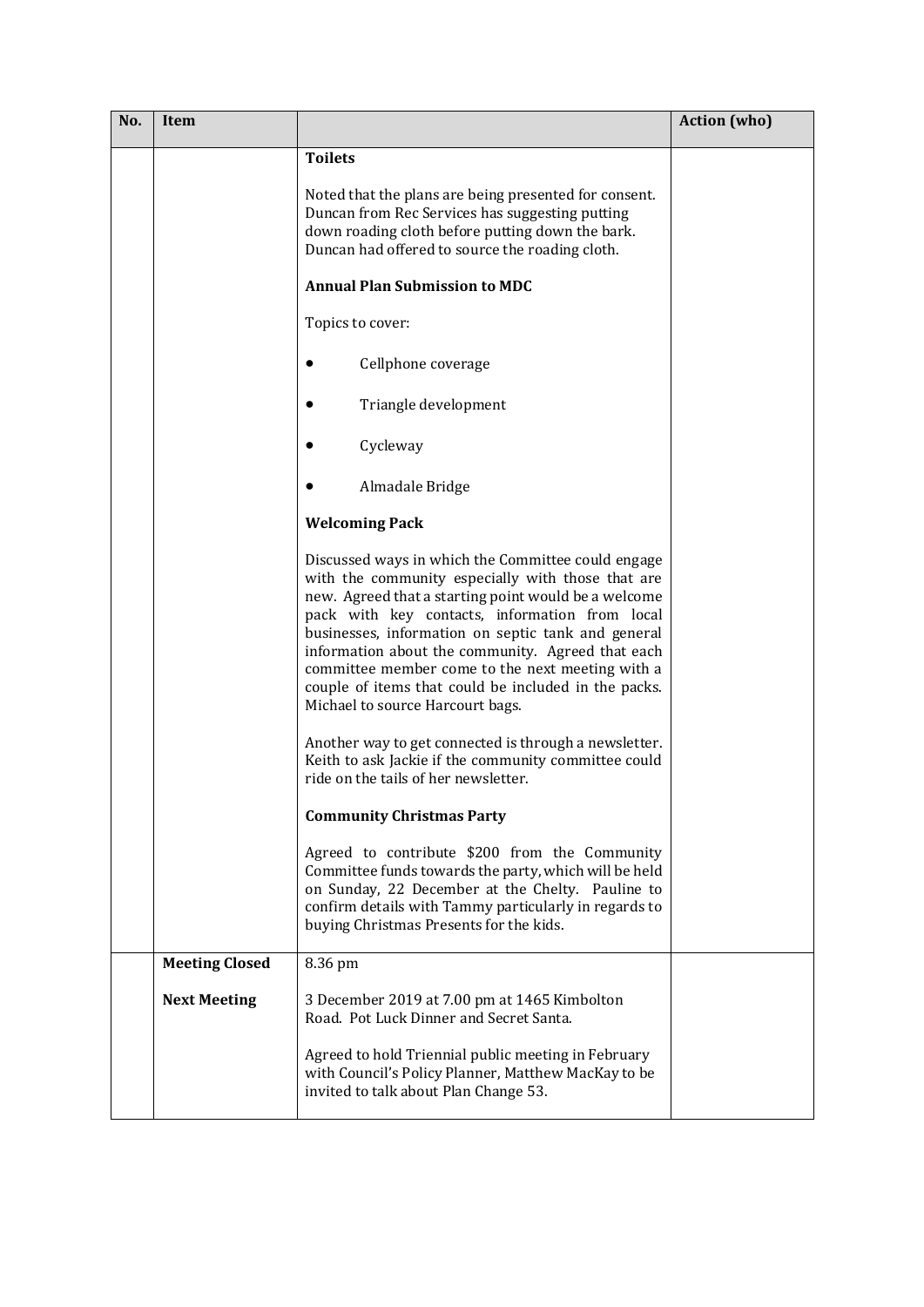| No. | Item | | Action (who) |
|---|---|---|---|
| | | **Toilets**<br><br>Noted that the plans are being presented for consent. Duncan from Rec Services has suggesting putting down roading cloth before putting down the bark. Duncan had offered to source the roading cloth.<br><br>**Annual Plan Submission to MDC**<br><br>Topics to cover:<br><br>• Cellphone coverage<br>• Triangle development<br>• Cycleway<br>• Almadale Bridge<br><br>**Welcoming Pack**<br><br>Discussed ways in which the Committee could engage with the community especially with those that are new. Agreed that a starting point would be a welcome pack with key contacts, information from local businesses, information on septic tank and general information about the community. Agreed that each committee member come to the next meeting with a couple of items that could be included in the packs. Michael to source Harcourt bags.<br><br>Another way to get connected is through a newsletter. Keith to ask Jackie if the community committee could ride on the tails of her newsletter.<br><br>**Community Christmas Party**<br><br>Agreed to contribute $200 from the Community Committee funds towards the party, which will be held on Sunday, 22 December at the Chelty. Pauline to confirm details with Tammy particularly in regards to buying Christmas Presents for the kids. | |
| | **Meeting Closed**<br><br>**Next Meeting** | 8.36 pm<br><br>3 December 2019 at 7.00 pm at 1465 Kimbolton Road. Pot Luck Dinner and Secret Santa.<br><br>Agreed to hold Triennial public meeting in February with Council's Policy Planner, Matthew MacKay to be invited to talk about Plan Change 53. | |